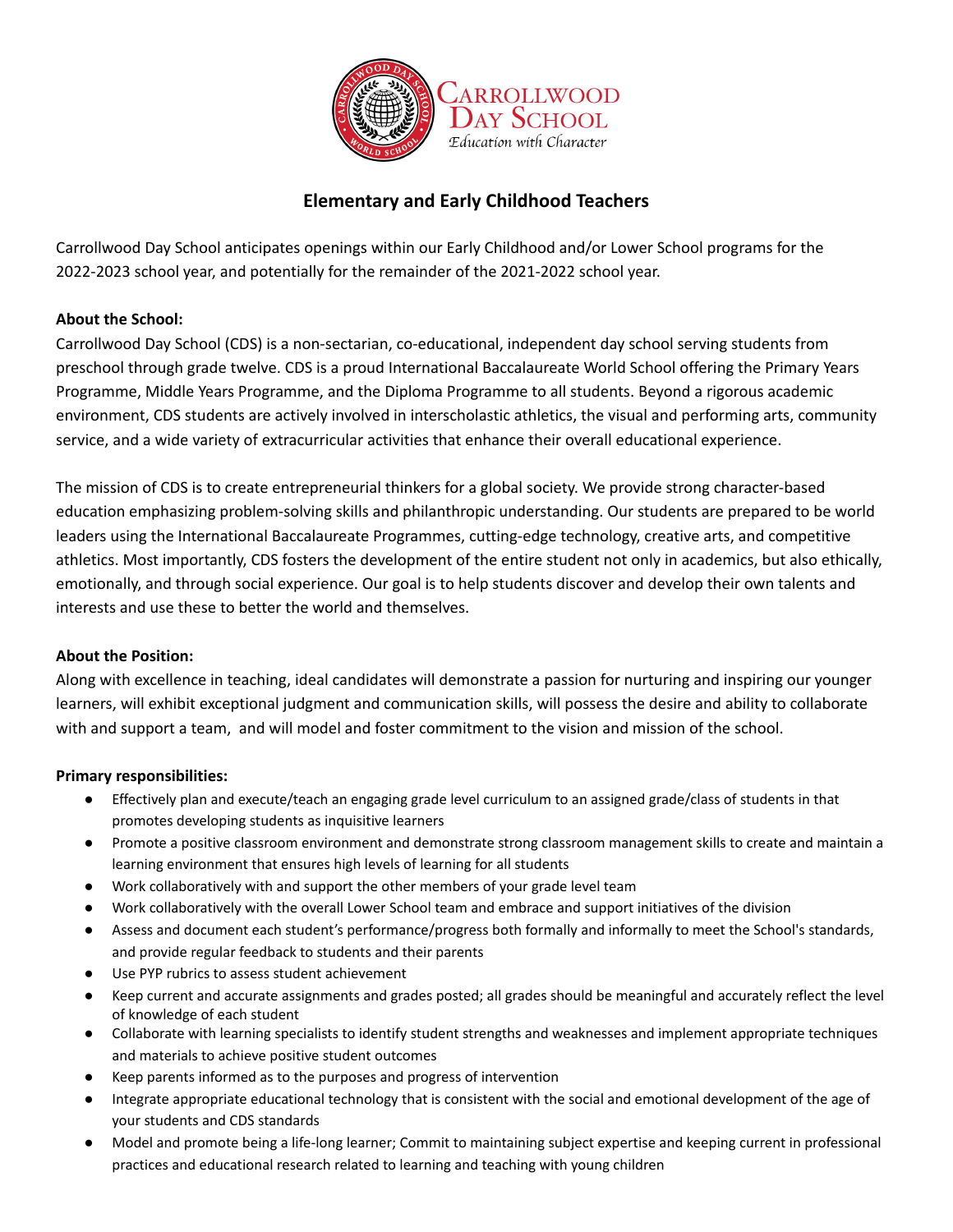# Elementary and Early Childhood Teachers

Carrollwood Day School anticipates openings within our Early Childhood and/or Lower School programs for the 2022-2023 school year, and potentially for the remainder of the 2021-2022 school year.

**About the School:**
Carrollwood Day School (CDS) is a non-sectarian, co-educational, independent day school serving students from preschool through grade twelve. CDS is a proud International Baccalaureate World School offering the Primary Years Programme, Middle Years Programme, and the Diploma Programme to all students. Beyond a rigorous academic environment, CDS students are actively involved in interscholastic athletics, the visual and performing arts, community service, and a wide variety of extracurricular activities that enhance their overall educational experience.

The mission of CDS is to create entrepreneurial thinkers for a global society. We provide strong character-based education emphasizing problem-solving skills and philanthropic understanding. Our students are prepared to be world leaders using the International Baccalaureate Programmes, cutting-edge technology, creative arts, and competitive athletics. Most importantly, CDS fosters the development of the entire student not only in academics, but also ethically, emotionally, and through social experience. Our goal is to help students discover and develop their own talents and interests and use these to better the world and themselves.

**About the Position:**
Along with excellence in teaching, ideal candidates will demonstrate a passion for nurturing and inspiring our younger learners, will exhibit exceptional judgment and communication skills, will possess the desire and ability to collaborate with and support a team, and will model and foster commitment to the vision and mission of the school.

**Primary responsibilities:**

- Effectively plan and execute/teach an engaging grade level curriculum to an assigned grade/class of students in that promotes developing students as inquisitive learners
- Promote a positive classroom environment and demonstrate strong classroom management skills to create and maintain a learning environment that ensures high levels of learning for all students
- Work collaboratively with and support the other members of your grade level team
- Work collaboratively with the overall Lower School team and embrace and support initiatives of the division
- Assess and document each student's performance/progress both formally and informally to meet the School's standards, and provide regular feedback to students and their parents
- Use PYP rubrics to assess student achievement
- Keep current and accurate assignments and grades posted; all grades should be meaningful and accurately reflect the level of knowledge of each student
- Collaborate with learning specialists to identify student strengths and weaknesses and implement appropriate techniques and materials to achieve positive student outcomes
- Keep parents informed as to the purposes and progress of intervention
- Integrate appropriate educational technology that is consistent with the social and emotional development of the age of your students and CDS standards
- Model and promote being a life-long learner; Commit to maintaining subject expertise and keeping current in professional practices and educational research related to learning and teaching with young children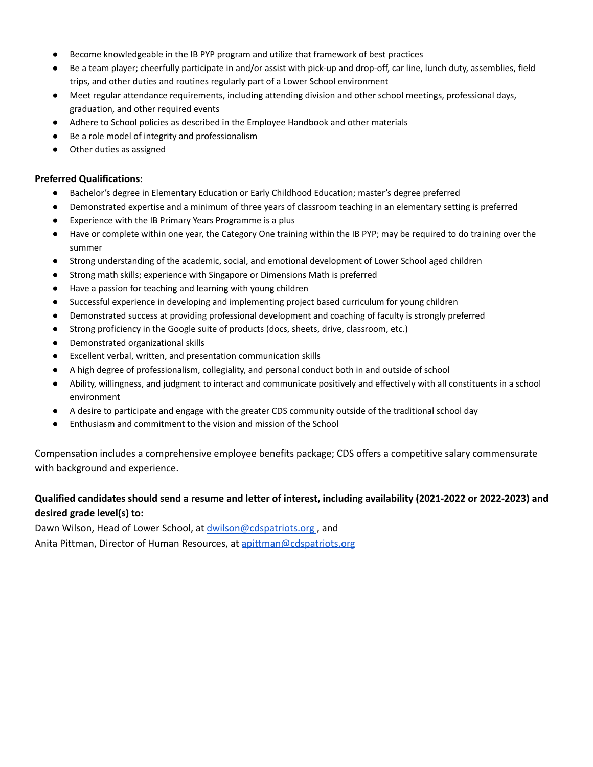- Become knowledgeable in the IB PYP program and utilize that framework of best practices
- Be a team player; cheerfully participate in and/or assist with pick-up and drop-off, car line, lunch duty, assemblies, field trips, and other duties and routines regularly part of a Lower School environment
- Meet regular attendance requirements, including attending division and other school meetings, professional days, graduation, and other required events
- Adhere to School policies as described in the Employee Handbook and other materials
- Be a role model of integrity and professionalism
- Other duties as assigned

**Preferred Qualifications:**

- Bachelor's degree in Elementary Education or Early Childhood Education; master's degree preferred
- Demonstrated expertise and a minimum of three years of classroom teaching in an elementary setting is preferred
- Experience with the IB Primary Years Programme is a plus
- Have or complete within one year, the Category One training within the IB PYP; may be required to do training over the summer
- Strong understanding of the academic, social, and emotional development of Lower School aged children
- Strong math skills; experience with Singapore or Dimensions Math is preferred
- Have a passion for teaching and learning with young children
- Successful experience in developing and implementing project based curriculum for young children
- Demonstrated success at providing professional development and coaching of faculty is strongly preferred
- Strong proficiency in the Google suite of products (docs, sheets, drive, classroom, etc.)
- Demonstrated organizational skills
- Excellent verbal, written, and presentation communication skills
- A high degree of professionalism, collegiality, and personal conduct both in and outside of school
- Ability, willingness, and judgment to interact and communicate positively and effectively with all constituents in a school environment
- A desire to participate and engage with the greater CDS community outside of the traditional school day
- Enthusiasm and commitment to the vision and mission of the School

Compensation includes a comprehensive employee benefits package; CDS offers a competitive salary commensurate with background and experience.

**Qualified candidates should send a resume and letter of interest, including availability (2021-2022 or 2022-2023) and desired grade level(s) to:**

Dawn Wilson, Head of Lower School, at dwilson@cdspatriots.org , and
Anita Pittman, Director of Human Resources, at apittman@cdspatriots.org